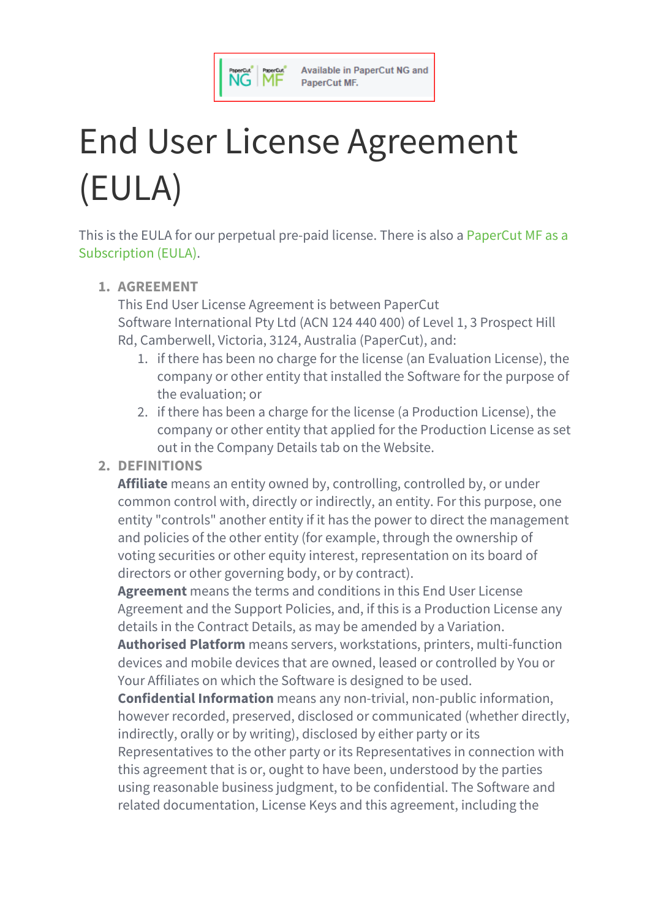Available in PaperCut NG and PaperCut MF.

# End User License Agreement (EULA)

This is the EULA for our perpetual pre-paid license. There is also a PaperCut MF as a Subscription (EULA).

1. **AGREEMENT**
   This End User License Agreement is between PaperCut Software International Pty Ltd (ACN 124 440 400) of Level 1, 3 Prospect Hill Rd, Camberwell, Victoria, 3124, Australia (PaperCut), and:
   1. if there has been no charge for the license (an Evaluation License), the company or other entity that installed the Software for the purpose of the evaluation; or
   2. if there has been a charge for the license (a Production License), the company or other entity that applied for the Production License as set out in the Company Details tab on the Website.
2. **DEFINITIONS**
   **Affiliate** means an entity owned by, controlling, controlled by, or under common control with, directly or indirectly, an entity. For this purpose, one entity "controls" another entity if it has the power to direct the management and policies of the other entity (for example, through the ownership of voting securities or other equity interest, representation on its board of directors or other governing body, or by contract).
   **Agreement** means the terms and conditions in this End User License Agreement and the Support Policies, and, if this is a Production License any details in the Contract Details, as may be amended by a Variation.
   **Authorised Platform** means servers, workstations, printers, multi-function devices and mobile devices that are owned, leased or controlled by You or Your Affiliates on which the Software is designed to be used.
   **Confidential Information** means any non-trivial, non-public information, however recorded, preserved, disclosed or communicated (whether directly, indirectly, orally or by writing), disclosed by either party or its Representatives to the other party or its Representatives in connection with this agreement that is or, ought to have been, understood by the parties using reasonable business judgment, to be confidential. The Software and related documentation, License Keys and this agreement, including the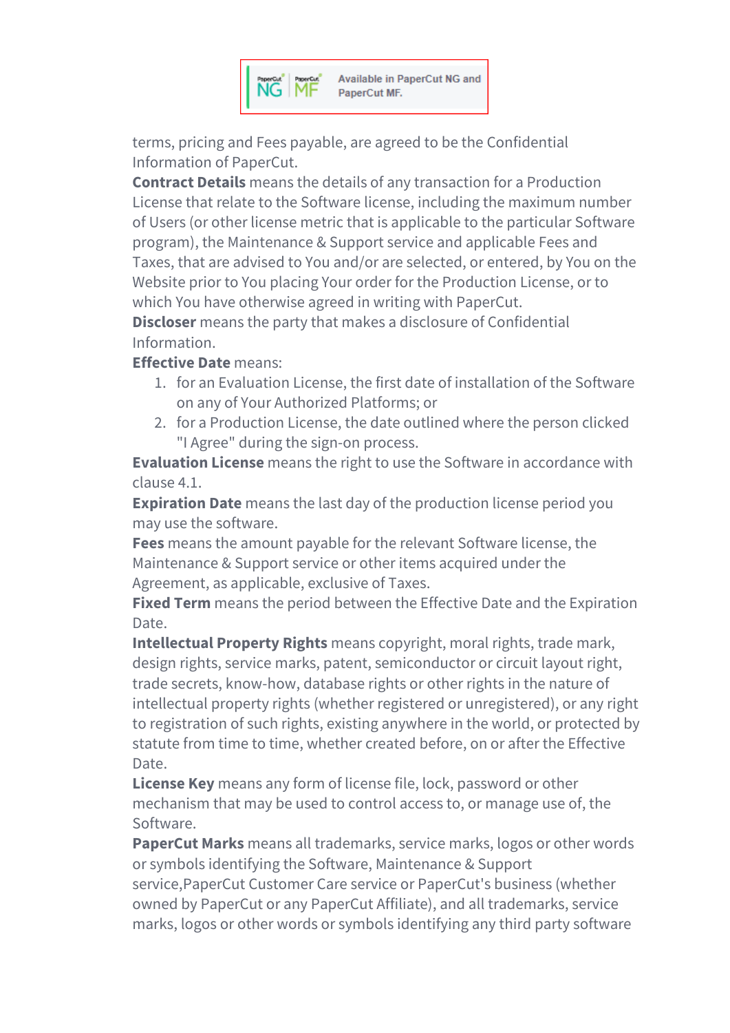Available in PaperCut NG and PaperCut MF.

terms, pricing and Fees payable, are agreed to be the Confidential Information of PaperCut.

**Contract Details** means the details of any transaction for a Production License that relate to the Software license, including the maximum number of Users (or other license metric that is applicable to the particular Software program), the Maintenance & Support service and applicable Fees and Taxes, that are advised to You and/or are selected, or entered, by You on the Website prior to You placing Your order for the Production License, or to which You have otherwise agreed in writing with PaperCut.

**Discloser** means the party that makes a disclosure of Confidential Information.

**Effective Date** means:

1. for an Evaluation License, the first date of installation of the Software on any of Your Authorized Platforms; or
2. for a Production License, the date outlined where the person clicked "I Agree" during the sign-on process.

**Evaluation License** means the right to use the Software in accordance with clause 4.1.

**Expiration Date** means the last day of the production license period you may use the software.

**Fees** means the amount payable for the relevant Software license, the Maintenance & Support service or other items acquired under the Agreement, as applicable, exclusive of Taxes.

**Fixed Term** means the period between the Effective Date and the Expiration Date.

**Intellectual Property Rights** means copyright, moral rights, trade mark, design rights, service marks, patent, semiconductor or circuit layout right, trade secrets, know-how, database rights or other rights in the nature of intellectual property rights (whether registered or unregistered), or any right to registration of such rights, existing anywhere in the world, or protected by statute from time to time, whether created before, on or after the Effective Date.

**License Key** means any form of license file, lock, password or other mechanism that may be used to control access to, or manage use of, the Software.

**PaperCut Marks** means all trademarks, service marks, logos or other words or symbols identifying the Software, Maintenance & Support service,PaperCut Customer Care service or PaperCut's business (whether owned by PaperCut or any PaperCut Affiliate), and all trademarks, service marks, logos or other words or symbols identifying any third party software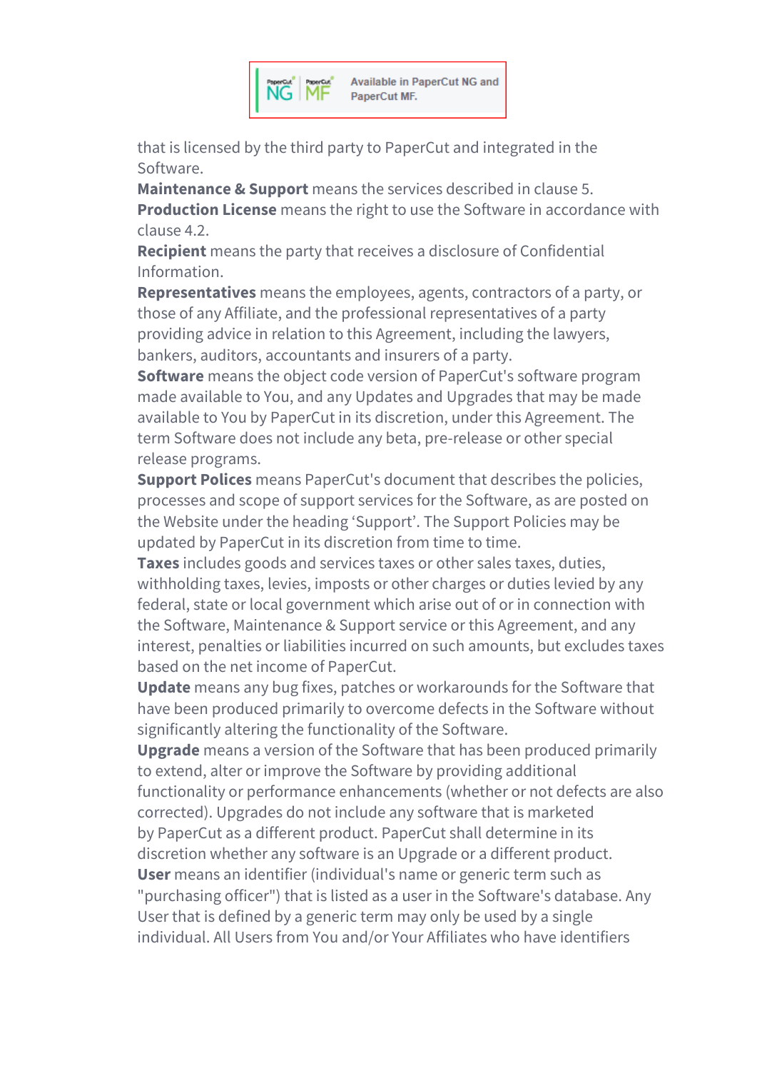Available in PaperCut NG and PaperCut MF.

that is licensed by the third party to PaperCut and integrated in the Software.

**Maintenance & Support** means the services described in clause 5.

**Production License** means the right to use the Software in accordance with clause 4.2.

**Recipient** means the party that receives a disclosure of Confidential Information.

**Representatives** means the employees, agents, contractors of a party, or those of any Affiliate, and the professional representatives of a party providing advice in relation to this Agreement, including the lawyers, bankers, auditors, accountants and insurers of a party.

**Software** means the object code version of PaperCut's software program made available to You, and any Updates and Upgrades that may be made available to You by PaperCut in its discretion, under this Agreement. The term Software does not include any beta, pre-release or other special release programs.

**Support Polices** means PaperCut's document that describes the policies, processes and scope of support services for the Software, as are posted on the Website under the heading 'Support'. The Support Policies may be updated by PaperCut in its discretion from time to time.

**Taxes** includes goods and services taxes or other sales taxes, duties, withholding taxes, levies, imposts or other charges or duties levied by any federal, state or local government which arise out of or in connection with the Software, Maintenance & Support service or this Agreement, and any interest, penalties or liabilities incurred on such amounts, but excludes taxes based on the net income of PaperCut.

**Update** means any bug fixes, patches or workarounds for the Software that have been produced primarily to overcome defects in the Software without significantly altering the functionality of the Software.

**Upgrade** means a version of the Software that has been produced primarily to extend, alter or improve the Software by providing additional functionality or performance enhancements (whether or not defects are also corrected). Upgrades do not include any software that is marketed by PaperCut as a different product. PaperCut shall determine in its discretion whether any software is an Upgrade or a different product.

**User** means an identifier (individual's name or generic term such as "purchasing officer") that is listed as a user in the Software's database. Any User that is defined by a generic term may only be used by a single individual. All Users from You and/or Your Affiliates who have identifiers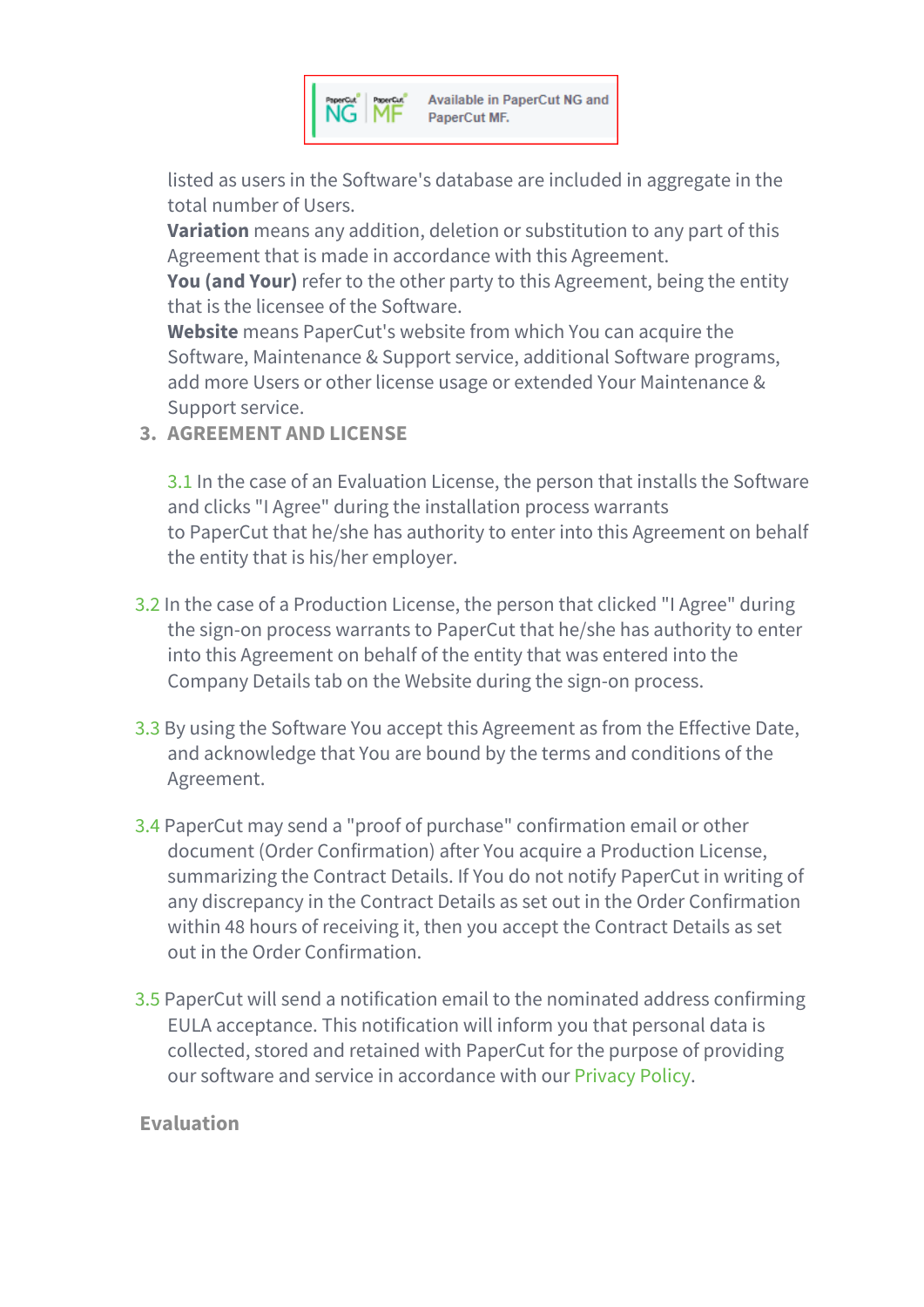Available in PaperCut NG and PaperCut MF.

listed as users in the Software's database are included in aggregate in the total number of Users.

**Variation** means any addition, deletion or substitution to any part of this Agreement that is made in accordance with this Agreement.

**You (and Your)** refer to the other party to this Agreement, being the entity that is the licensee of the Software.

**Website** means PaperCut's website from which You can acquire the Software, Maintenance & Support service, additional Software programs, add more Users or other license usage or extended Your Maintenance & Support service.

## 3. AGREEMENT AND LICENSE

3.1 In the case of an Evaluation License, the person that installs the Software and clicks "I Agree" during the installation process warrants to PaperCut that he/she has authority to enter into this Agreement on behalf the entity that is his/her employer.

3.2 In the case of a Production License, the person that clicked "I Agree" during the sign-on process warrants to PaperCut that he/she has authority to enter into this Agreement on behalf of the entity that was entered into the Company Details tab on the Website during the sign-on process.

3.3 By using the Software You accept this Agreement as from the Effective Date, and acknowledge that You are bound by the terms and conditions of the Agreement.

3.4 PaperCut may send a "proof of purchase" confirmation email or other document (Order Confirmation) after You acquire a Production License, summarizing the Contract Details. If You do not notify PaperCut in writing of any discrepancy in the Contract Details as set out in the Order Confirmation within 48 hours of receiving it, then you accept the Contract Details as set out in the Order Confirmation.

3.5 PaperCut will send a notification email to the nominated address confirming EULA acceptance. This notification will inform you that personal data is collected, stored and retained with PaperCut for the purpose of providing our software and service in accordance with our Privacy Policy.

### Evaluation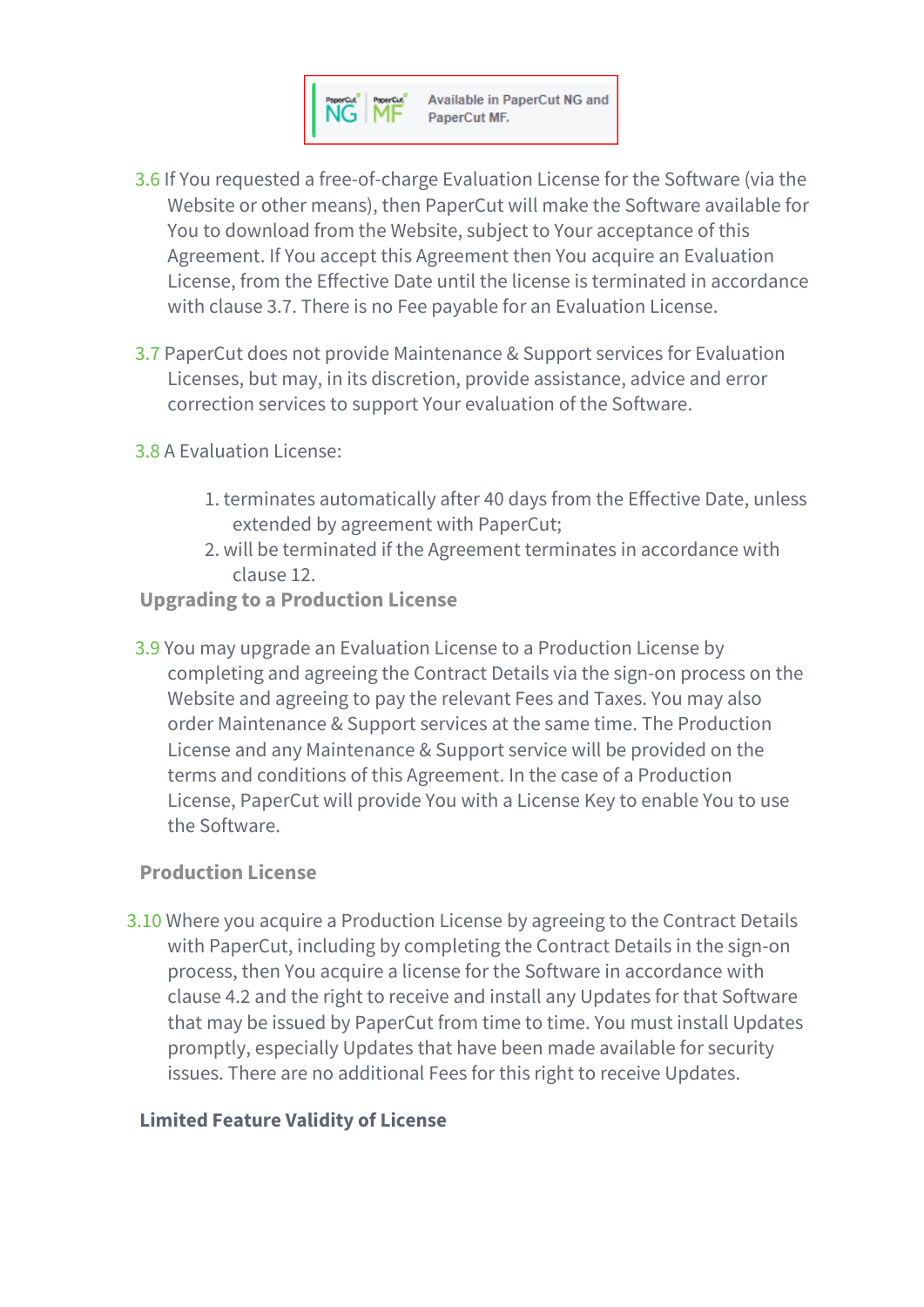PaperCut NG | PaperCut MF — Available in PaperCut NG and PaperCut MF.

3.6 If You requested a free-of-charge Evaluation License for the Software (via the Website or other means), then PaperCut will make the Software available for You to download from the Website, subject to Your acceptance of this Agreement. If You accept this Agreement then You acquire an Evaluation License, from the Effective Date until the license is terminated in accordance with clause 3.7. There is no Fee payable for an Evaluation License.

3.7 PaperCut does not provide Maintenance & Support services for Evaluation Licenses, but may, in its discretion, provide assistance, advice and error correction services to support Your evaluation of the Software.

3.8 A Evaluation License:

1. terminates automatically after 40 days from the Effective Date, unless extended by agreement with PaperCut;
2. will be terminated if the Agreement terminates in accordance with clause 12.

**Upgrading to a Production License**

3.9 You may upgrade an Evaluation License to a Production License by completing and agreeing the Contract Details via the sign-on process on the Website and agreeing to pay the relevant Fees and Taxes. You may also order Maintenance & Support services at the same time. The Production License and any Maintenance & Support service will be provided on the terms and conditions of this Agreement. In the case of a Production License, PaperCut will provide You with a License Key to enable You to use the Software.

**Production License**

3.10 Where you acquire a Production License by agreeing to the Contract Details with PaperCut, including by completing the Contract Details in the sign-on process, then You acquire a license for the Software in accordance with clause 4.2 and the right to receive and install any Updates for that Software that may be issued by PaperCut from time to time. You must install Updates promptly, especially Updates that have been made available for security issues. There are no additional Fees for this right to receive Updates.

**Limited Feature Validity of License**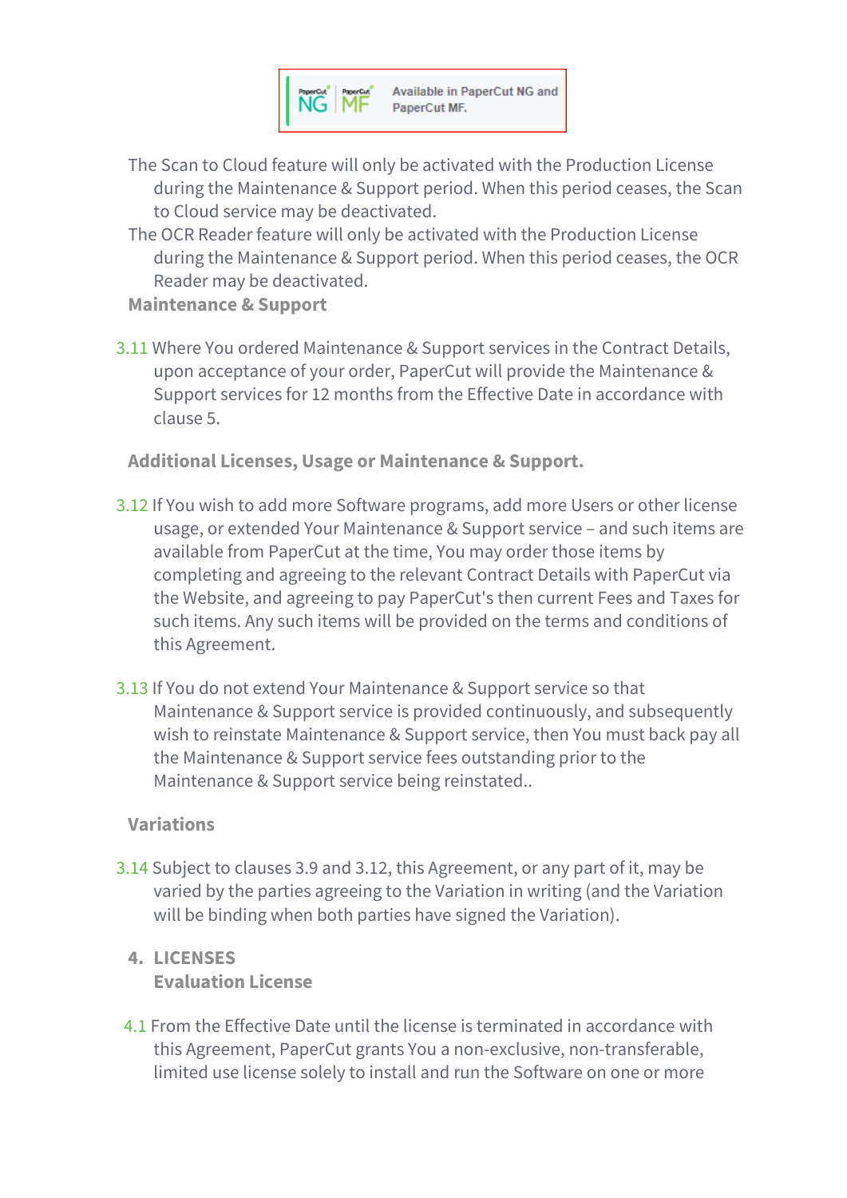NG | MF Available in PaperCut NG and PaperCut MF.

The Scan to Cloud feature will only be activated with the Production License during the Maintenance & Support period. When this period ceases, the Scan to Cloud service may be deactivated.

The OCR Reader feature will only be activated with the Production License during the Maintenance & Support period. When this period ceases, the OCR Reader may be deactivated.

**Maintenance & Support**

3.11 Where You ordered Maintenance & Support services in the Contract Details, upon acceptance of your order, PaperCut will provide the Maintenance & Support services for 12 months from the Effective Date in accordance with clause 5.

**Additional Licenses, Usage or Maintenance & Support.**

3.12 If You wish to add more Software programs, add more Users or other license usage, or extended Your Maintenance & Support service – and such items are available from PaperCut at the time, You may order those items by completing and agreeing to the relevant Contract Details with PaperCut via the Website, and agreeing to pay PaperCut's then current Fees and Taxes for such items. Any such items will be provided on the terms and conditions of this Agreement.

3.13 If You do not extend Your Maintenance & Support service so that Maintenance & Support service is provided continuously, and subsequently wish to reinstate Maintenance & Support service, then You must back pay all the Maintenance & Support service fees outstanding prior to the Maintenance & Support service being reinstated..

**Variations**

3.14 Subject to clauses 3.9 and 3.12, this Agreement, or any part of it, may be varied by the parties agreeing to the Variation in writing (and the Variation will be binding when both parties have signed the Variation).

## 4. LICENSES

**Evaluation License**

4.1 From the Effective Date until the license is terminated in accordance with this Agreement, PaperCut grants You a non-exclusive, non-transferable, limited use license solely to install and run the Software on one or more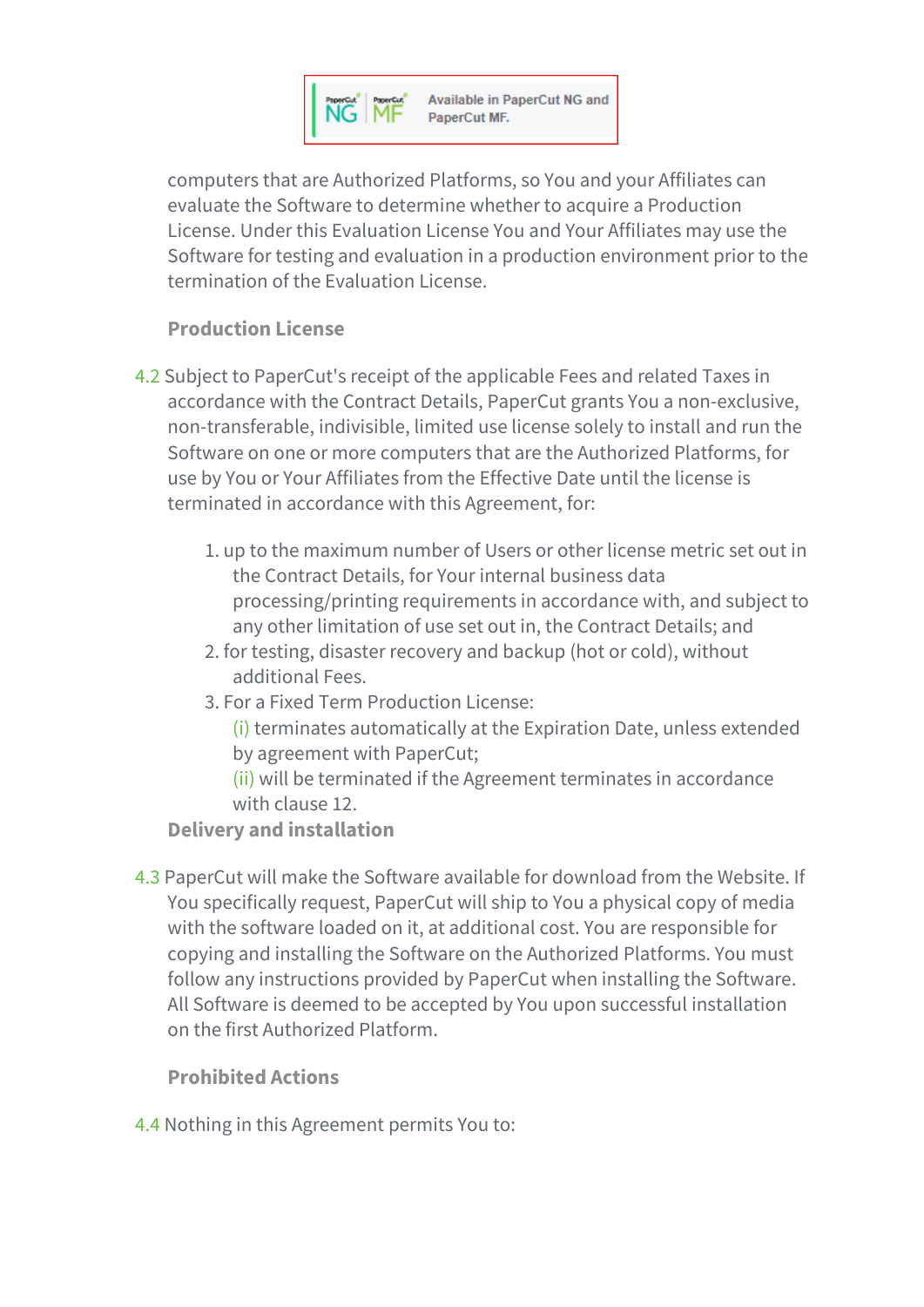Available in PaperCut NG and PaperCut MF.

computers that are Authorized Platforms, so You and your Affiliates can evaluate the Software to determine whether to acquire a Production License. Under this Evaluation License You and Your Affiliates may use the Software for testing and evaluation in a production environment prior to the termination of the Evaluation License.

**Production License**

4.2 Subject to PaperCut's receipt of the applicable Fees and related Taxes in accordance with the Contract Details, PaperCut grants You a non-exclusive, non-transferable, indivisible, limited use license solely to install and run the Software on one or more computers that are the Authorized Platforms, for use by You or Your Affiliates from the Effective Date until the license is terminated in accordance with this Agreement, for:

1. up to the maximum number of Users or other license metric set out in the Contract Details, for Your internal business data processing/printing requirements in accordance with, and subject to any other limitation of use set out in, the Contract Details; and
2. for testing, disaster recovery and backup (hot or cold), without additional Fees.
3. For a Fixed Term Production License:
   (i) terminates automatically at the Expiration Date, unless extended by agreement with PaperCut;
   (ii) will be terminated if the Agreement terminates in accordance with clause 12.

**Delivery and installation**

4.3 PaperCut will make the Software available for download from the Website. If You specifically request, PaperCut will ship to You a physical copy of media with the software loaded on it, at additional cost. You are responsible for copying and installing the Software on the Authorized Platforms. You must follow any instructions provided by PaperCut when installing the Software. All Software is deemed to be accepted by You upon successful installation on the first Authorized Platform.

**Prohibited Actions**

4.4 Nothing in this Agreement permits You to: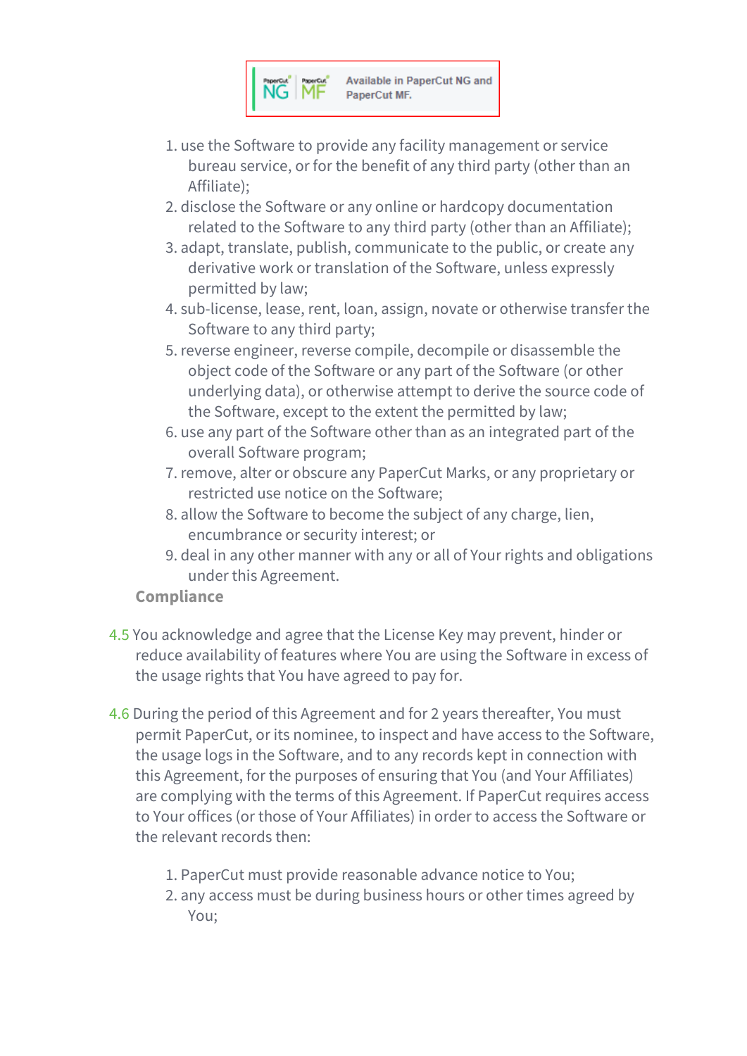Available in PaperCut NG and PaperCut MF.

1. use the Software to provide any facility management or service bureau service, or for the benefit of any third party (other than an Affiliate);
2. disclose the Software or any online or hardcopy documentation related to the Software to any third party (other than an Affiliate);
3. adapt, translate, publish, communicate to the public, or create any derivative work or translation of the Software, unless expressly permitted by law;
4. sub-license, lease, rent, loan, assign, novate or otherwise transfer the Software to any third party;
5. reverse engineer, reverse compile, decompile or disassemble the object code of the Software or any part of the Software (or other underlying data), or otherwise attempt to derive the source code of the Software, except to the extent the permitted by law;
6. use any part of the Software other than as an integrated part of the overall Software program;
7. remove, alter or obscure any PaperCut Marks, or any proprietary or restricted use notice on the Software;
8. allow the Software to become the subject of any charge, lien, encumbrance or security interest; or
9. deal in any other manner with any or all of Your rights and obligations under this Agreement.

**Compliance**

4.5 You acknowledge and agree that the License Key may prevent, hinder or reduce availability of features where You are using the Software in excess of the usage rights that You have agreed to pay for.

4.6 During the period of this Agreement and for 2 years thereafter, You must permit PaperCut, or its nominee, to inspect and have access to the Software, the usage logs in the Software, and to any records kept in connection with this Agreement, for the purposes of ensuring that You (and Your Affiliates) are complying with the terms of this Agreement. If PaperCut requires access to Your offices (or those of Your Affiliates) in order to access the Software or the relevant records then:

1. PaperCut must provide reasonable advance notice to You;
2. any access must be during business hours or other times agreed by You;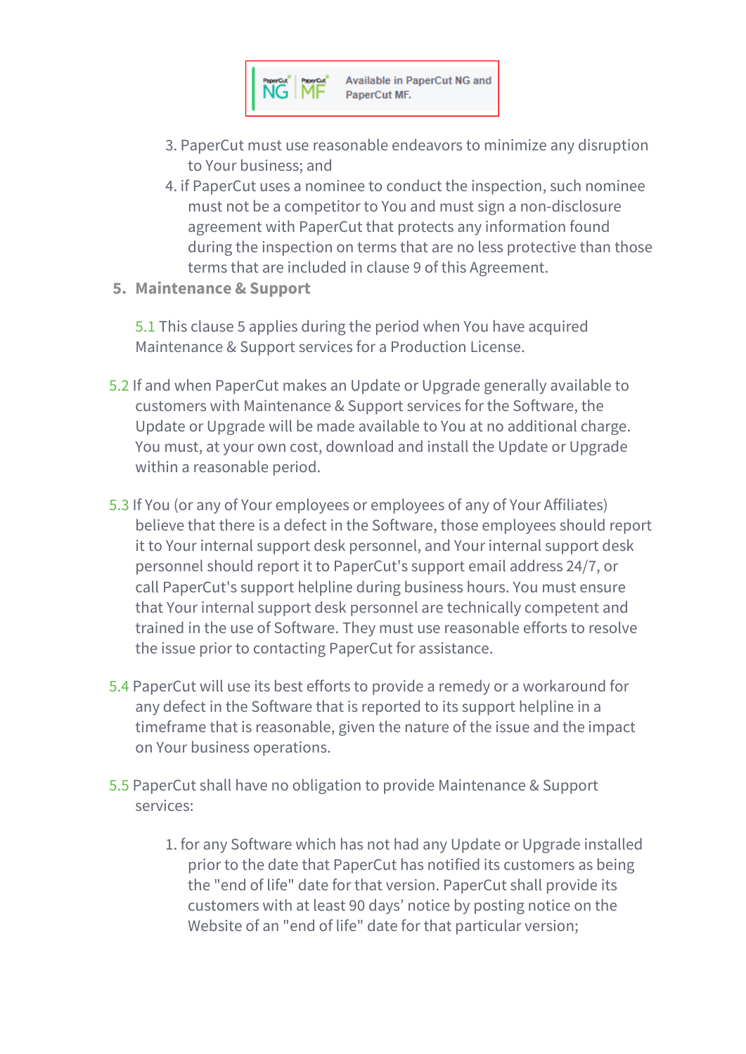Available in PaperCut NG and PaperCut MF.

3. PaperCut must use reasonable endeavors to minimize any disruption to Your business; and
4. if PaperCut uses a nominee to conduct the inspection, such nominee must not be a competitor to You and must sign a non-disclosure agreement with PaperCut that protects any information found during the inspection on terms that are no less protective than those terms that are included in clause 9 of this Agreement.

## 5. Maintenance & Support

5.1 This clause 5 applies during the period when You have acquired Maintenance & Support services for a Production License.

5.2 If and when PaperCut makes an Update or Upgrade generally available to customers with Maintenance & Support services for the Software, the Update or Upgrade will be made available to You at no additional charge. You must, at your own cost, download and install the Update or Upgrade within a reasonable period.

5.3 If You (or any of Your employees or employees of any of Your Affiliates) believe that there is a defect in the Software, those employees should report it to Your internal support desk personnel, and Your internal support desk personnel should report it to PaperCut's support email address 24/7, or call PaperCut's support helpline during business hours. You must ensure that Your internal support desk personnel are technically competent and trained in the use of Software. They must use reasonable efforts to resolve the issue prior to contacting PaperCut for assistance.

5.4 PaperCut will use its best efforts to provide a remedy or a workaround for any defect in the Software that is reported to its support helpline in a timeframe that is reasonable, given the nature of the issue and the impact on Your business operations.

5.5 PaperCut shall have no obligation to provide Maintenance & Support services:

1. for any Software which has not had any Update or Upgrade installed prior to the date that PaperCut has notified its customers as being the "end of life" date for that version. PaperCut shall provide its customers with at least 90 days' notice by posting notice on the Website of an "end of life" date for that particular version;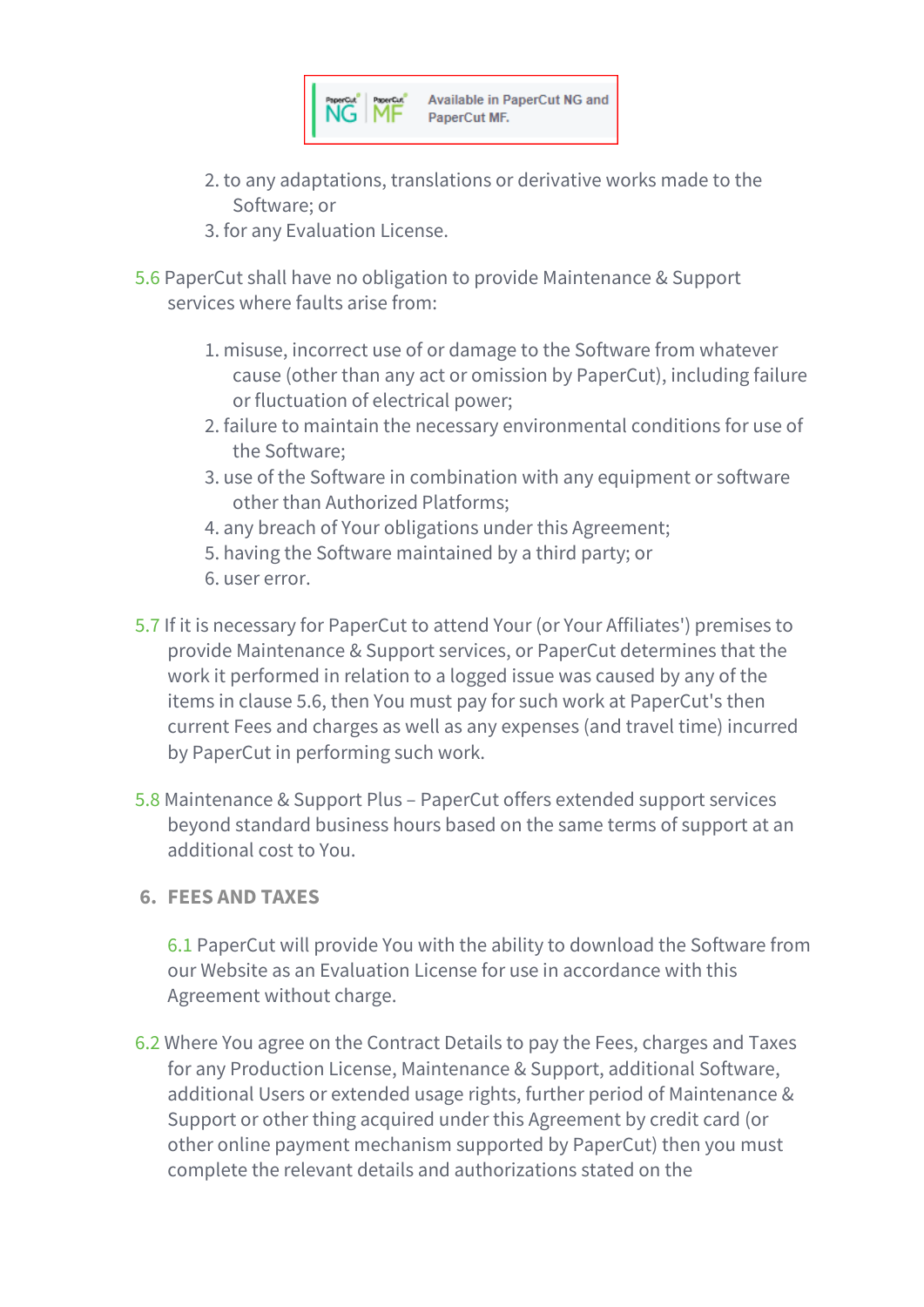Available in PaperCut NG and PaperCut MF.

2. to any adaptations, translations or derivative works made to the Software; or
3. for any Evaluation License.

5.6 PaperCut shall have no obligation to provide Maintenance & Support services where faults arise from:

1. misuse, incorrect use of or damage to the Software from whatever cause (other than any act or omission by PaperCut), including failure or fluctuation of electrical power;
2. failure to maintain the necessary environmental conditions for use of the Software;
3. use of the Software in combination with any equipment or software other than Authorized Platforms;
4. any breach of Your obligations under this Agreement;
5. having the Software maintained by a third party; or
6. user error.

5.7 If it is necessary for PaperCut to attend Your (or Your Affiliates') premises to provide Maintenance & Support services, or PaperCut determines that the work it performed in relation to a logged issue was caused by any of the items in clause 5.6, then You must pay for such work at PaperCut's then current Fees and charges as well as any expenses (and travel time) incurred by PaperCut in performing such work.

5.8 Maintenance & Support Plus – PaperCut offers extended support services beyond standard business hours based on the same terms of support at an additional cost to You.

## 6. FEES AND TAXES

6.1 PaperCut will provide You with the ability to download the Software from our Website as an Evaluation License for use in accordance with this Agreement without charge.

6.2 Where You agree on the Contract Details to pay the Fees, charges and Taxes for any Production License, Maintenance & Support, additional Software, additional Users or extended usage rights, further period of Maintenance & Support or other thing acquired under this Agreement by credit card (or other online payment mechanism supported by PaperCut) then you must complete the relevant details and authorizations stated on the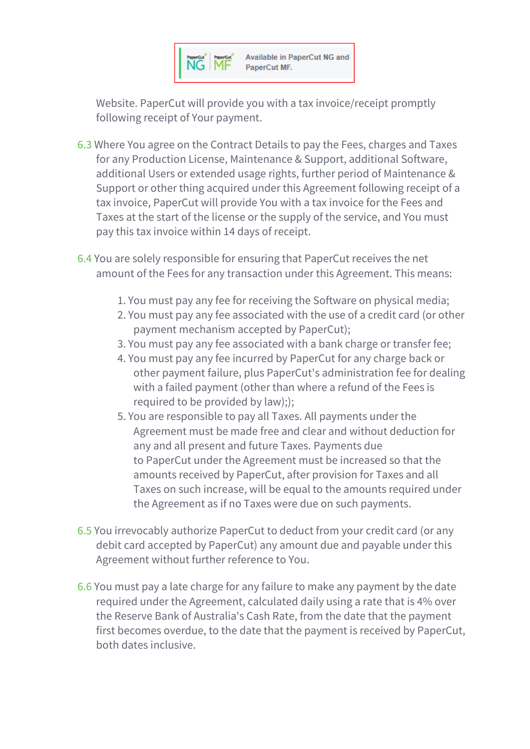Available in PaperCut NG and PaperCut MF.

Website. PaperCut will provide you with a tax invoice/receipt promptly following receipt of Your payment.

6.3 Where You agree on the Contract Details to pay the Fees, charges and Taxes for any Production License, Maintenance & Support, additional Software, additional Users or extended usage rights, further period of Maintenance & Support or other thing acquired under this Agreement following receipt of a tax invoice, PaperCut will provide You with a tax invoice for the Fees and Taxes at the start of the license or the supply of the service, and You must pay this tax invoice within 14 days of receipt.

6.4 You are solely responsible for ensuring that PaperCut receives the net amount of the Fees for any transaction under this Agreement. This means:

1. You must pay any fee for receiving the Software on physical media;
2. You must pay any fee associated with the use of a credit card (or other payment mechanism accepted by PaperCut);
3. You must pay any fee associated with a bank charge or transfer fee;
4. You must pay any fee incurred by PaperCut for any charge back or other payment failure, plus PaperCut's administration fee for dealing with a failed payment (other than where a refund of the Fees is required to be provided by law););
5. You are responsible to pay all Taxes. All payments under the Agreement must be made free and clear and without deduction for any and all present and future Taxes. Payments due to PaperCut under the Agreement must be increased so that the amounts received by PaperCut, after provision for Taxes and all Taxes on such increase, will be equal to the amounts required under the Agreement as if no Taxes were due on such payments.

6.5 You irrevocably authorize PaperCut to deduct from your credit card (or any debit card accepted by PaperCut) any amount due and payable under this Agreement without further reference to You.

6.6 You must pay a late charge for any failure to make any payment by the date required under the Agreement, calculated daily using a rate that is 4% over the Reserve Bank of Australia's Cash Rate, from the date that the payment first becomes overdue, to the date that the payment is received by PaperCut, both dates inclusive.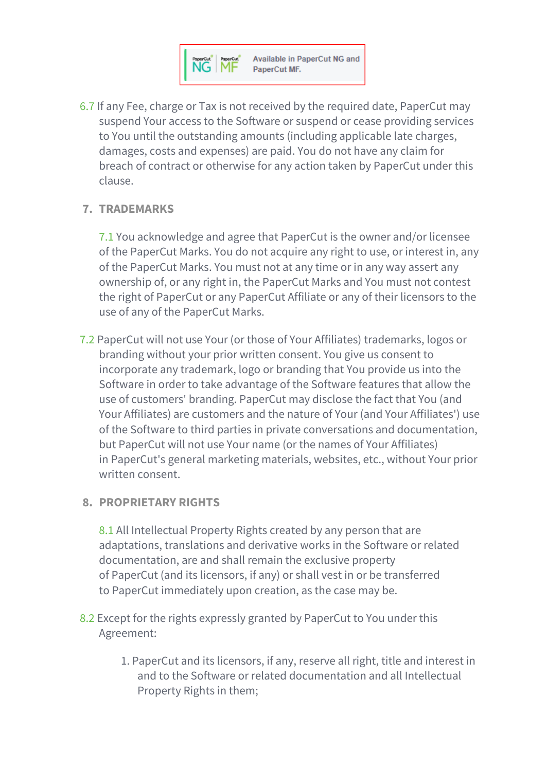Available in PaperCut NG and PaperCut MF.

6.7 If any Fee, charge or Tax is not received by the required date, PaperCut may suspend Your access to the Software or suspend or cease providing services to You until the outstanding amounts (including applicable late charges, damages, costs and expenses) are paid. You do not have any claim for breach of contract or otherwise for any action taken by PaperCut under this clause.

## 7. TRADEMARKS

7.1 You acknowledge and agree that PaperCut is the owner and/or licensee of the PaperCut Marks. You do not acquire any right to use, or interest in, any of the PaperCut Marks. You must not at any time or in any way assert any ownership of, or any right in, the PaperCut Marks and You must not contest the right of PaperCut or any PaperCut Affiliate or any of their licensors to the use of any of the PaperCut Marks.

7.2 PaperCut will not use Your (or those of Your Affiliates) trademarks, logos or branding without your prior written consent. You give us consent to incorporate any trademark, logo or branding that You provide us into the Software in order to take advantage of the Software features that allow the use of customers' branding. PaperCut may disclose the fact that You (and Your Affiliates) are customers and the nature of Your (and Your Affiliates') use of the Software to third parties in private conversations and documentation, but PaperCut will not use Your name (or the names of Your Affiliates) in PaperCut's general marketing materials, websites, etc., without Your prior written consent.

## 8. PROPRIETARY RIGHTS

8.1 All Intellectual Property Rights created by any person that are adaptations, translations and derivative works in the Software or related documentation, are and shall remain the exclusive property of PaperCut (and its licensors, if any) or shall vest in or be transferred to PaperCut immediately upon creation, as the case may be.

8.2 Except for the rights expressly granted by PaperCut to You under this Agreement:

1. PaperCut and its licensors, if any, reserve all right, title and interest in and to the Software or related documentation and all Intellectual Property Rights in them;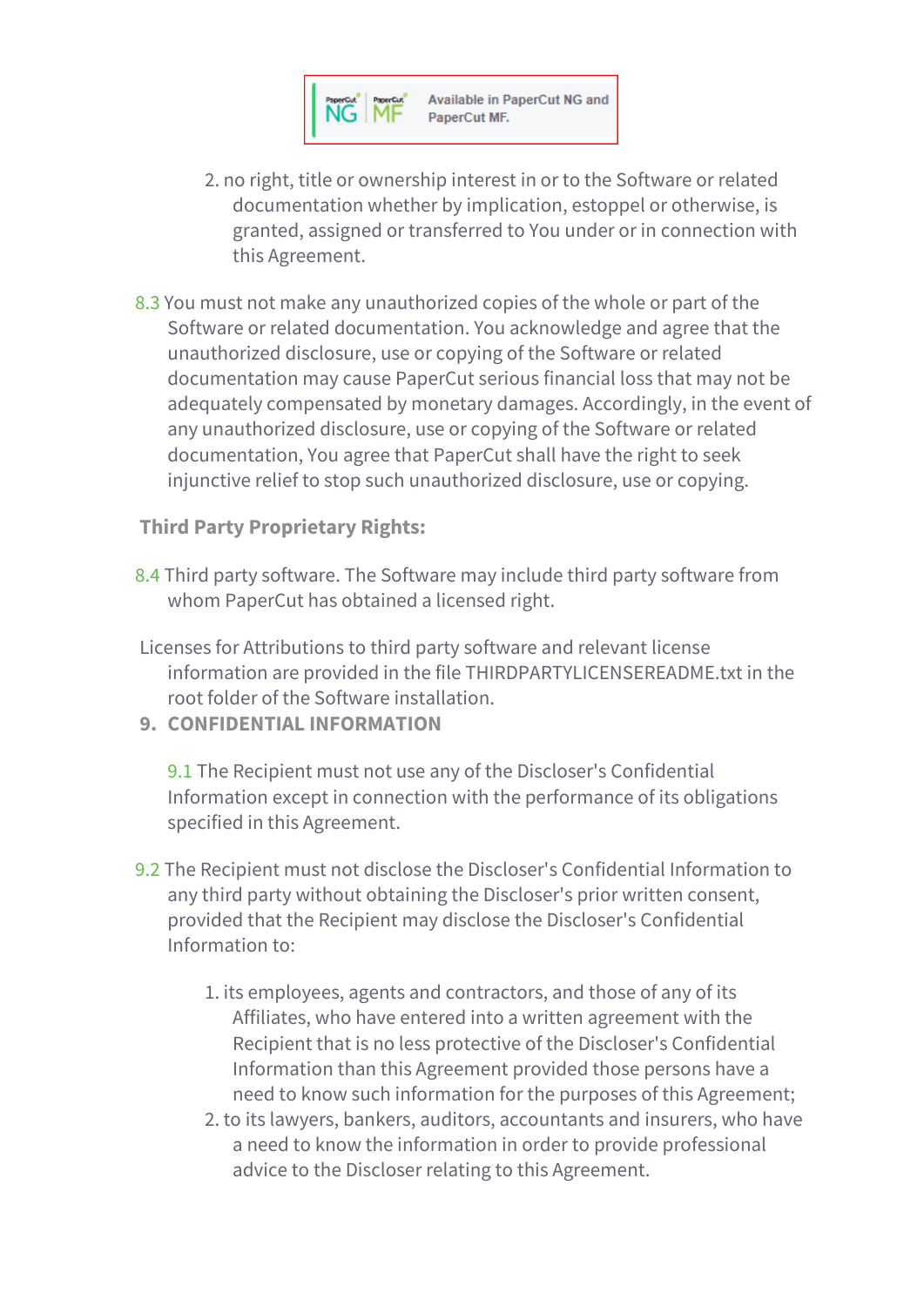Available in PaperCut NG and PaperCut MF.

2. no right, title or ownership interest in or to the Software or related documentation whether by implication, estoppel or otherwise, is granted, assigned or transferred to You under or in connection with this Agreement.

8.3 You must not make any unauthorized copies of the whole or part of the Software or related documentation. You acknowledge and agree that the unauthorized disclosure, use or copying of the Software or related documentation may cause PaperCut serious financial loss that may not be adequately compensated by monetary damages. Accordingly, in the event of any unauthorized disclosure, use or copying of the Software or related documentation, You agree that PaperCut shall have the right to seek injunctive relief to stop such unauthorized disclosure, use or copying.

**Third Party Proprietary Rights:**

8.4 Third party software. The Software may include third party software from whom PaperCut has obtained a licensed right.

Licenses for Attributions to third party software and relevant license information are provided in the file THIRDPARTYLICENSEREADME.txt in the root folder of the Software installation.

## 9. CONFIDENTIAL INFORMATION

9.1 The Recipient must not use any of the Discloser's Confidential Information except in connection with the performance of its obligations specified in this Agreement.

9.2 The Recipient must not disclose the Discloser's Confidential Information to any third party without obtaining the Discloser's prior written consent, provided that the Recipient may disclose the Discloser's Confidential Information to:

1. its employees, agents and contractors, and those of any of its Affiliates, who have entered into a written agreement with the Recipient that is no less protective of the Discloser's Confidential Information than this Agreement provided those persons have a need to know such information for the purposes of this Agreement;
2. to its lawyers, bankers, auditors, accountants and insurers, who have a need to know the information in order to provide professional advice to the Discloser relating to this Agreement.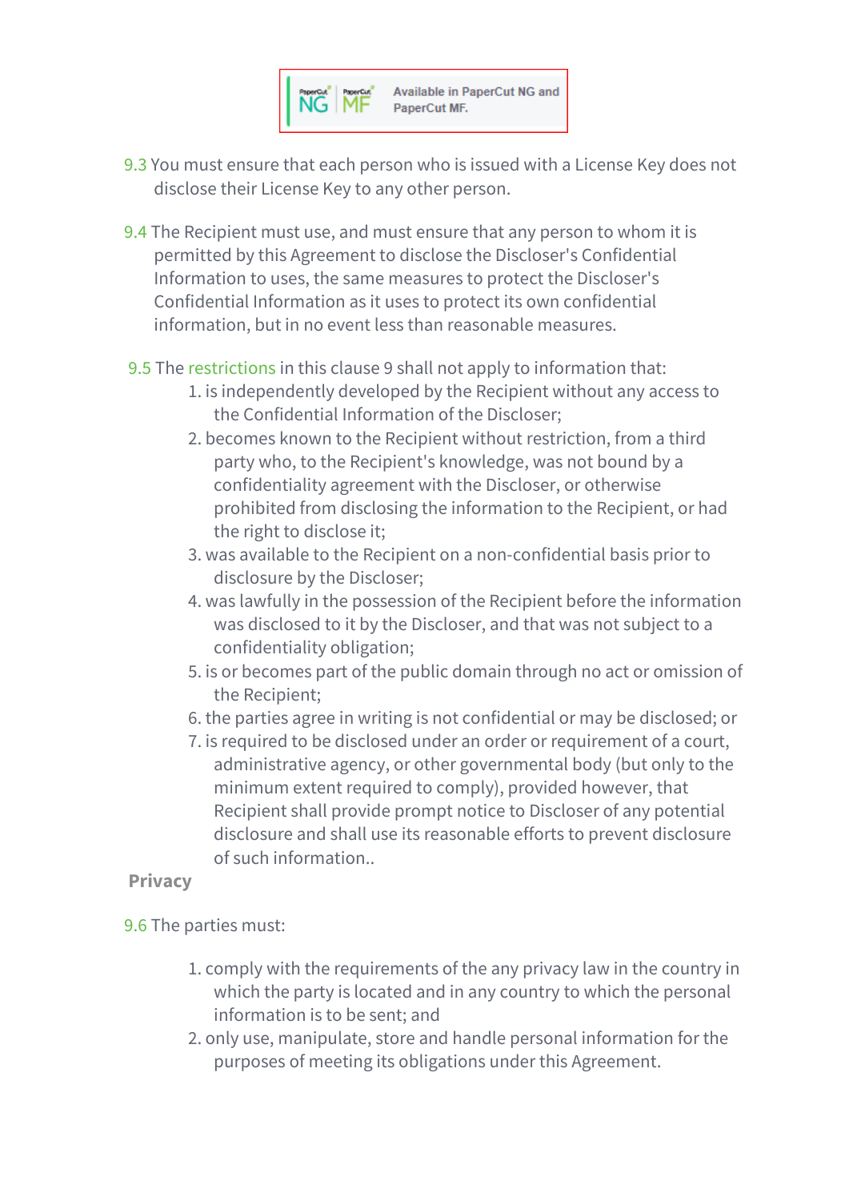Available in PaperCut NG and PaperCut MF.

9.3 You must ensure that each person who is issued with a License Key does not disclose their License Key to any other person.

9.4 The Recipient must use, and must ensure that any person to whom it is permitted by this Agreement to disclose the Discloser's Confidential Information to uses, the same measures to protect the Discloser's Confidential Information as it uses to protect its own confidential information, but in no event less than reasonable measures.

9.5 The restrictions in this clause 9 shall not apply to information that:

1. is independently developed by the Recipient without any access to the Confidential Information of the Discloser;
2. becomes known to the Recipient without restriction, from a third party who, to the Recipient's knowledge, was not bound by a confidentiality agreement with the Discloser, or otherwise prohibited from disclosing the information to the Recipient, or had the right to disclose it;
3. was available to the Recipient on a non-confidential basis prior to disclosure by the Discloser;
4. was lawfully in the possession of the Recipient before the information was disclosed to it by the Discloser, and that was not subject to a confidentiality obligation;
5. is or becomes part of the public domain through no act or omission of the Recipient;
6. the parties agree in writing is not confidential or may be disclosed; or
7. is required to be disclosed under an order or requirement of a court, administrative agency, or other governmental body (but only to the minimum extent required to comply), provided however, that Recipient shall provide prompt notice to Discloser of any potential disclosure and shall use its reasonable efforts to prevent disclosure of such information..

**Privacy**

9.6 The parties must:

1. comply with the requirements of the any privacy law in the country in which the party is located and in any country to which the personal information is to be sent; and
2. only use, manipulate, store and handle personal information for the purposes of meeting its obligations under this Agreement.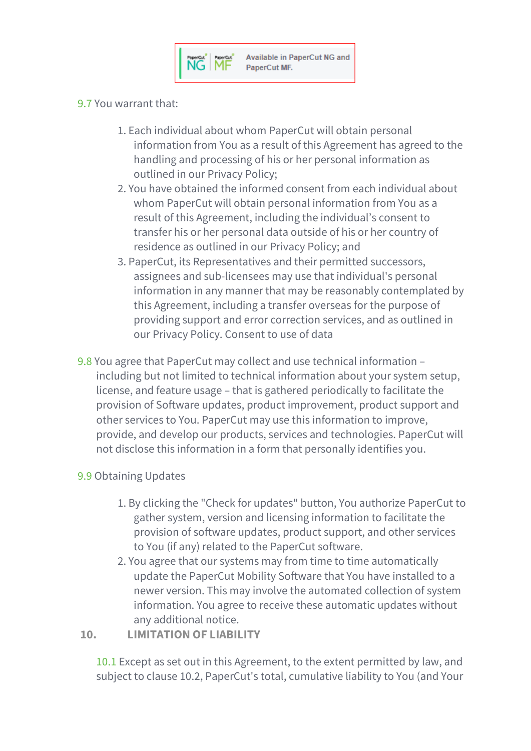NG | MF Available in PaperCut NG and PaperCut MF.

9.7 You warrant that:

1. Each individual about whom PaperCut will obtain personal information from You as a result of this Agreement has agreed to the handling and processing of his or her personal information as outlined in our Privacy Policy;
2. You have obtained the informed consent from each individual about whom PaperCut will obtain personal information from You as a result of this Agreement, including the individual's consent to transfer his or her personal data outside of his or her country of residence as outlined in our Privacy Policy; and
3. PaperCut, its Representatives and their permitted successors, assignees and sub-licensees may use that individual's personal information in any manner that may be reasonably contemplated by this Agreement, including a transfer overseas for the purpose of providing support and error correction services, and as outlined in our Privacy Policy. Consent to use of data

9.8 You agree that PaperCut may collect and use technical information – including but not limited to technical information about your system setup, license, and feature usage – that is gathered periodically to facilitate the provision of Software updates, product improvement, product support and other services to You. PaperCut may use this information to improve, provide, and develop our products, services and technologies. PaperCut will not disclose this information in a form that personally identifies you.

9.9 Obtaining Updates

1. By clicking the "Check for updates" button, You authorize PaperCut to gather system, version and licensing information to facilitate the provision of software updates, product support, and other services to You (if any) related to the PaperCut software.
2. You agree that our systems may from time to time automatically update the PaperCut Mobility Software that You have installed to a newer version. This may involve the automated collection of system information. You agree to receive these automatic updates without any additional notice.

## 10. LIMITATION OF LIABILITY

10.1 Except as set out in this Agreement, to the extent permitted by law, and subject to clause 10.2, PaperCut's total, cumulative liability to You (and Your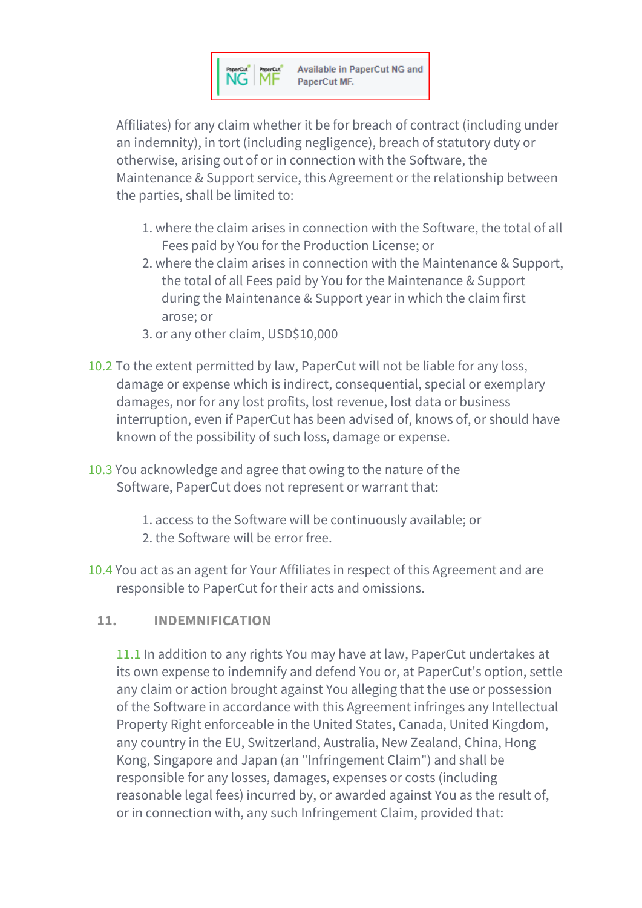Available in PaperCut NG and PaperCut MF.

Affiliates) for any claim whether it be for breach of contract (including under an indemnity), in tort (including negligence), breach of statutory duty or otherwise, arising out of or in connection with the Software, the Maintenance & Support service, this Agreement or the relationship between the parties, shall be limited to:

1. where the claim arises in connection with the Software, the total of all Fees paid by You for the Production License; or
2. where the claim arises in connection with the Maintenance & Support, the total of all Fees paid by You for the Maintenance & Support during the Maintenance & Support year in which the claim first arose; or
3. or any other claim, USD$10,000

10.2 To the extent permitted by law, PaperCut will not be liable for any loss, damage or expense which is indirect, consequential, special or exemplary damages, nor for any lost profits, lost revenue, lost data or business interruption, even if PaperCut has been advised of, knows of, or should have known of the possibility of such loss, damage or expense.

10.3 You acknowledge and agree that owing to the nature of the Software, PaperCut does not represent or warrant that:

1. access to the Software will be continuously available; or
2. the Software will be error free.

10.4 You act as an agent for Your Affiliates in respect of this Agreement and are responsible to PaperCut for their acts and omissions.

## 11. INDEMNIFICATION

11.1 In addition to any rights You may have at law, PaperCut undertakes at its own expense to indemnify and defend You or, at PaperCut's option, settle any claim or action brought against You alleging that the use or possession of the Software in accordance with this Agreement infringes any Intellectual Property Right enforceable in the United States, Canada, United Kingdom, any country in the EU, Switzerland, Australia, New Zealand, China, Hong Kong, Singapore and Japan (an "Infringement Claim") and shall be responsible for any losses, damages, expenses or costs (including reasonable legal fees) incurred by, or awarded against You as the result of, or in connection with, any such Infringement Claim, provided that: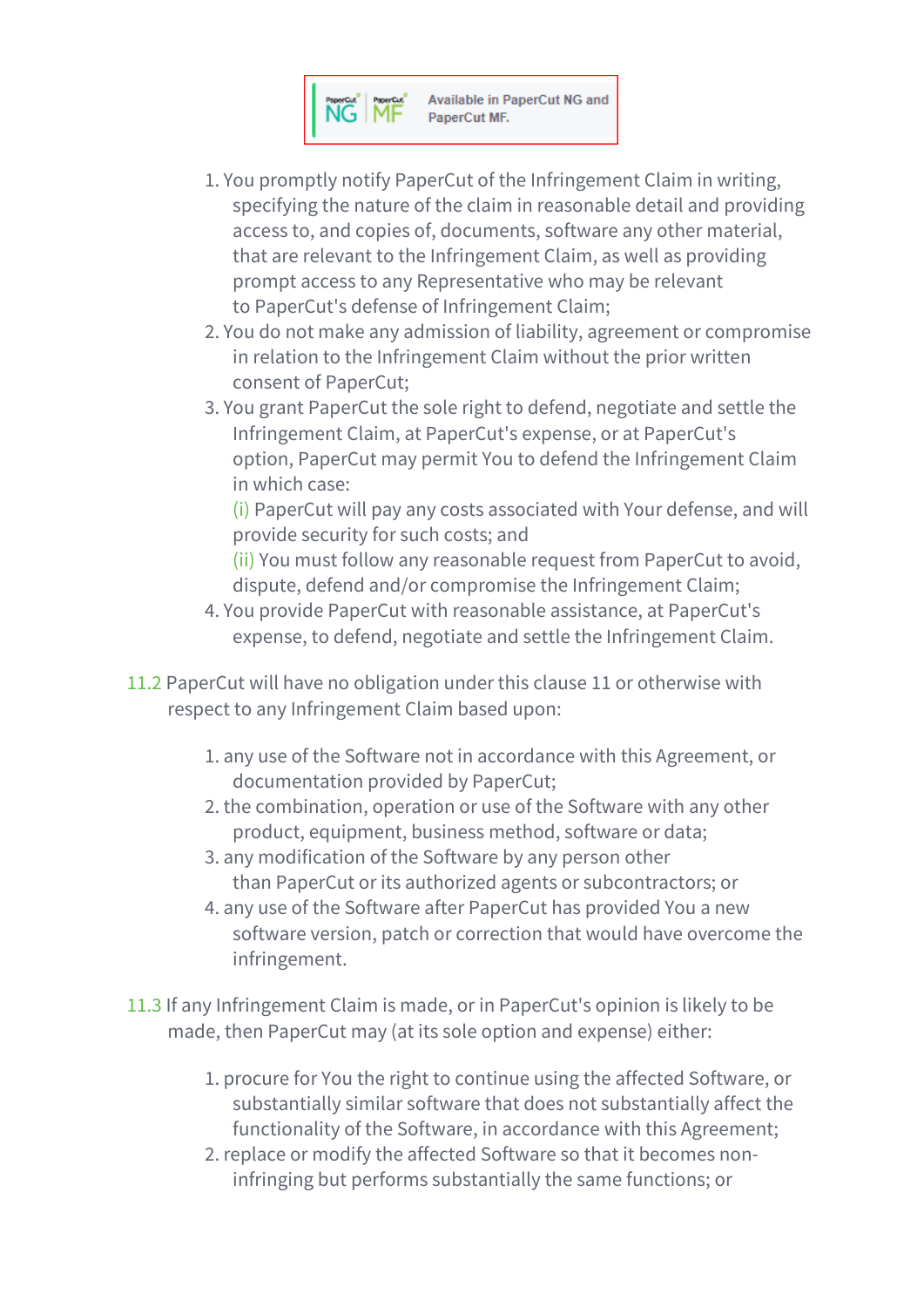Available in PaperCut NG and PaperCut MF.

1. You promptly notify PaperCut of the Infringement Claim in writing, specifying the nature of the claim in reasonable detail and providing access to, and copies of, documents, software any other material, that are relevant to the Infringement Claim, as well as providing prompt access to any Representative who may be relevant to PaperCut's defense of Infringement Claim;
2. You do not make any admission of liability, agreement or compromise in relation to the Infringement Claim without the prior written consent of PaperCut;
3. You grant PaperCut the sole right to defend, negotiate and settle the Infringement Claim, at PaperCut's expense, or at PaperCut's option, PaperCut may permit You to defend the Infringement Claim in which case:
   (i) PaperCut will pay any costs associated with Your defense, and will provide security for such costs; and
   (ii) You must follow any reasonable request from PaperCut to avoid, dispute, defend and/or compromise the Infringement Claim;
4. You provide PaperCut with reasonable assistance, at PaperCut's expense, to defend, negotiate and settle the Infringement Claim.

11.2 PaperCut will have no obligation under this clause 11 or otherwise with respect to any Infringement Claim based upon:

1. any use of the Software not in accordance with this Agreement, or documentation provided by PaperCut;
2. the combination, operation or use of the Software with any other product, equipment, business method, software or data;
3. any modification of the Software by any person other than PaperCut or its authorized agents or subcontractors; or
4. any use of the Software after PaperCut has provided You a new software version, patch or correction that would have overcome the infringement.

11.3 If any Infringement Claim is made, or in PaperCut's opinion is likely to be made, then PaperCut may (at its sole option and expense) either:

1. procure for You the right to continue using the affected Software, or substantially similar software that does not substantially affect the functionality of the Software, in accordance with this Agreement;
2. replace or modify the affected Software so that it becomes non-infringing but performs substantially the same functions; or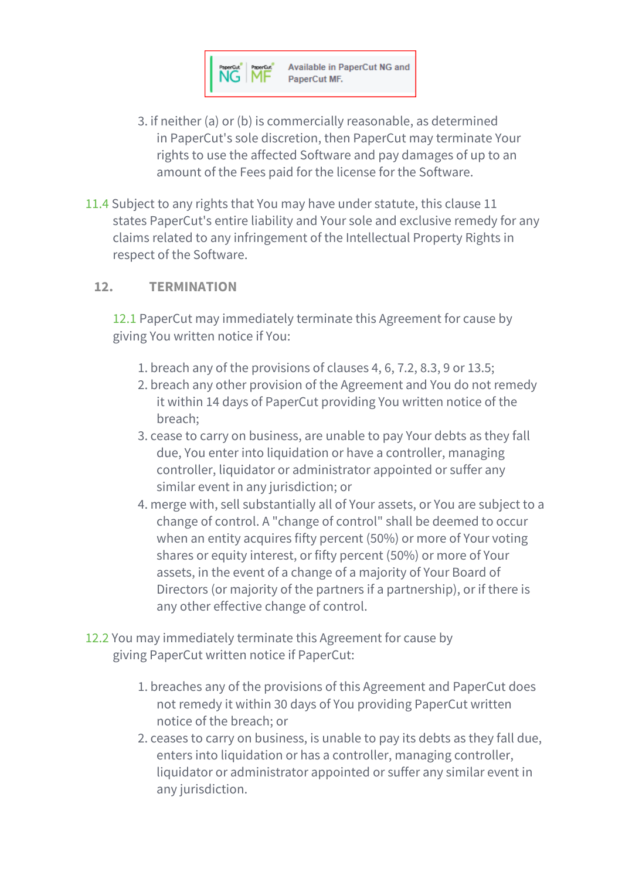Available in PaperCut NG and PaperCut MF.

3. if neither (a) or (b) is commercially reasonable, as determined in PaperCut's sole discretion, then PaperCut may terminate Your rights to use the affected Software and pay damages of up to an amount of the Fees paid for the license for the Software.

11.4 Subject to any rights that You may have under statute, this clause 11 states PaperCut's entire liability and Your sole and exclusive remedy for any claims related to any infringement of the Intellectual Property Rights in respect of the Software.

## 12. TERMINATION

12.1 PaperCut may immediately terminate this Agreement for cause by giving You written notice if You:

1. breach any of the provisions of clauses 4, 6, 7.2, 8.3, 9 or 13.5;
2. breach any other provision of the Agreement and You do not remedy it within 14 days of PaperCut providing You written notice of the breach;
3. cease to carry on business, are unable to pay Your debts as they fall due, You enter into liquidation or have a controller, managing controller, liquidator or administrator appointed or suffer any similar event in any jurisdiction; or
4. merge with, sell substantially all of Your assets, or You are subject to a change of control. A "change of control" shall be deemed to occur when an entity acquires fifty percent (50%) or more of Your voting shares or equity interest, or fifty percent (50%) or more of Your assets, in the event of a change of a majority of Your Board of Directors (or majority of the partners if a partnership), or if there is any other effective change of control.

12.2 You may immediately terminate this Agreement for cause by giving PaperCut written notice if PaperCut:

1. breaches any of the provisions of this Agreement and PaperCut does not remedy it within 30 days of You providing PaperCut written notice of the breach; or
2. ceases to carry on business, is unable to pay its debts as they fall due, enters into liquidation or has a controller, managing controller, liquidator or administrator appointed or suffer any similar event in any jurisdiction.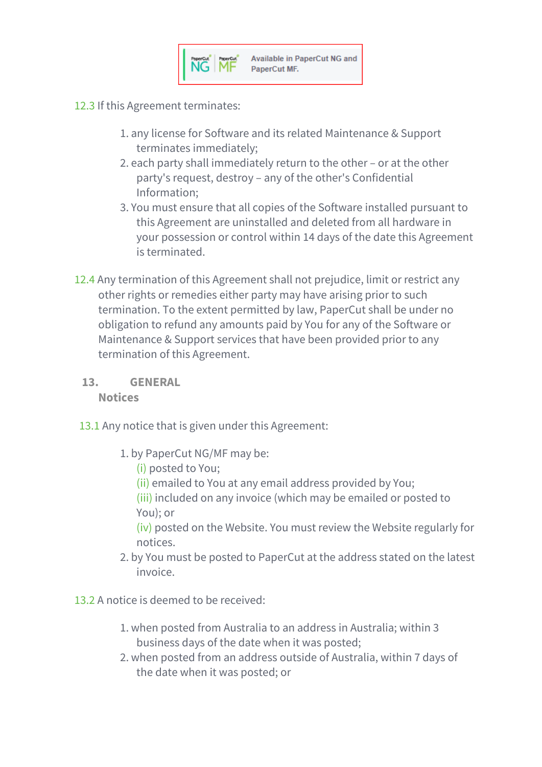Available in PaperCut NG and PaperCut MF.

12.3 If this Agreement terminates:

1. any license for Software and its related Maintenance & Support terminates immediately;
2. each party shall immediately return to the other – or at the other party's request, destroy – any of the other's Confidential Information;
3. You must ensure that all copies of the Software installed pursuant to this Agreement are uninstalled and deleted from all hardware in your possession or control within 14 days of the date this Agreement is terminated.

12.4 Any termination of this Agreement shall not prejudice, limit or restrict any other rights or remedies either party may have arising prior to such termination. To the extent permitted by law, PaperCut shall be under no obligation to refund any amounts paid by You for any of the Software or Maintenance & Support services that have been provided prior to any termination of this Agreement.

## 13. GENERAL

### Notices

13.1 Any notice that is given under this Agreement:

1. by PaperCut NG/MF may be:
   (i) posted to You;
   (ii) emailed to You at any email address provided by You;
   (iii) included on any invoice (which may be emailed or posted to You); or
   (iv) posted on the Website. You must review the Website regularly for notices.
2. by You must be posted to PaperCut at the address stated on the latest invoice.

13.2 A notice is deemed to be received:

1. when posted from Australia to an address in Australia; within 3 business days of the date when it was posted;
2. when posted from an address outside of Australia, within 7 days of the date when it was posted; or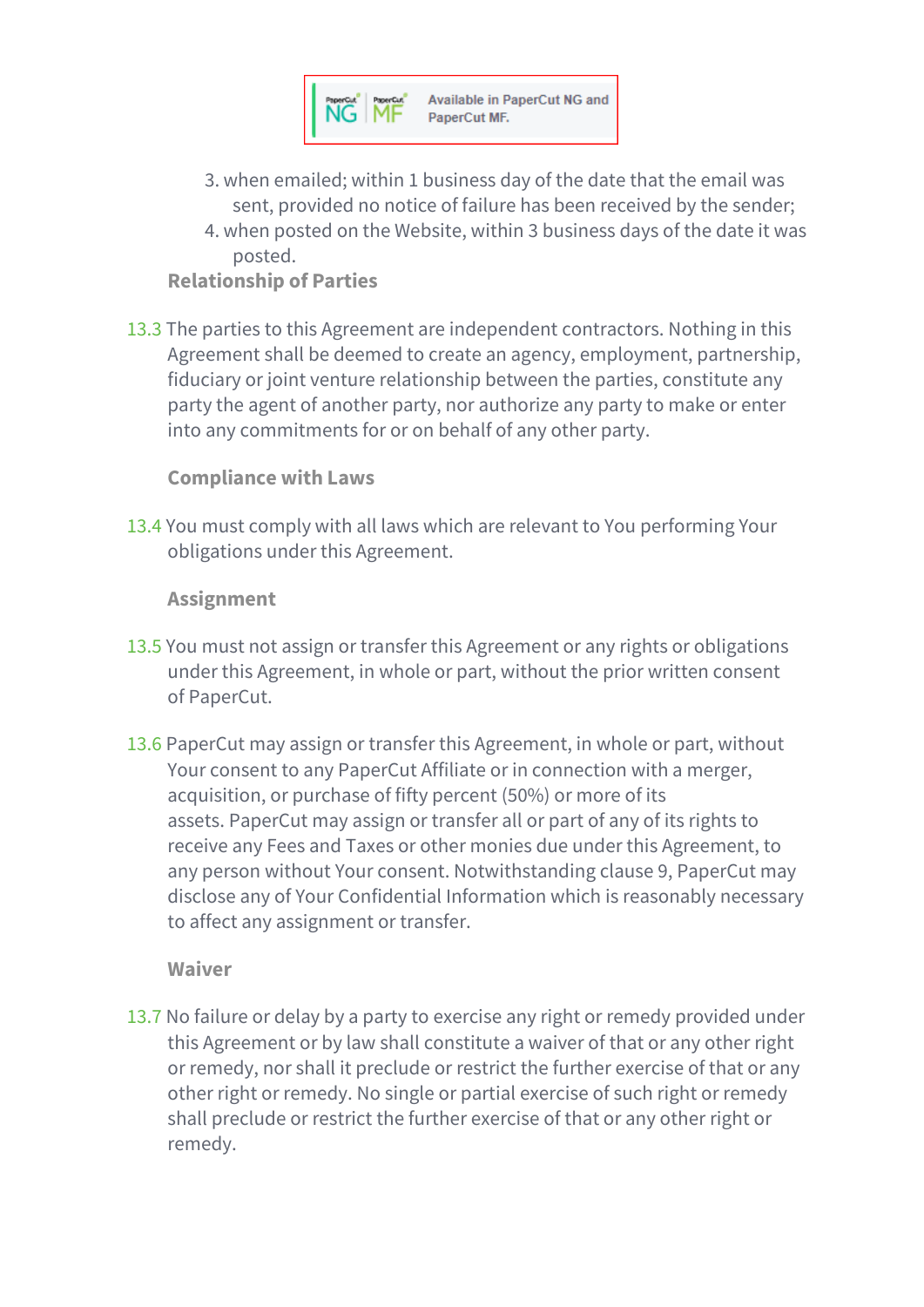Available in PaperCut NG and PaperCut MF.

3. when emailed; within 1 business day of the date that the email was sent, provided no notice of failure has been received by the sender;
4. when posted on the Website, within 3 business days of the date it was posted.

**Relationship of Parties**

13.3 The parties to this Agreement are independent contractors. Nothing in this Agreement shall be deemed to create an agency, employment, partnership, fiduciary or joint venture relationship between the parties, constitute any party the agent of another party, nor authorize any party to make or enter into any commitments for or on behalf of any other party.

**Compliance with Laws**

13.4 You must comply with all laws which are relevant to You performing Your obligations under this Agreement.

**Assignment**

13.5 You must not assign or transfer this Agreement or any rights or obligations under this Agreement, in whole or part, without the prior written consent of PaperCut.

13.6 PaperCut may assign or transfer this Agreement, in whole or part, without Your consent to any PaperCut Affiliate or in connection with a merger, acquisition, or purchase of fifty percent (50%) or more of its assets. PaperCut may assign or transfer all or part of any of its rights to receive any Fees and Taxes or other monies due under this Agreement, to any person without Your consent. Notwithstanding clause 9, PaperCut may disclose any of Your Confidential Information which is reasonably necessary to affect any assignment or transfer.

**Waiver**

13.7 No failure or delay by a party to exercise any right or remedy provided under this Agreement or by law shall constitute a waiver of that or any other right or remedy, nor shall it preclude or restrict the further exercise of that or any other right or remedy. No single or partial exercise of such right or remedy shall preclude or restrict the further exercise of that or any other right or remedy.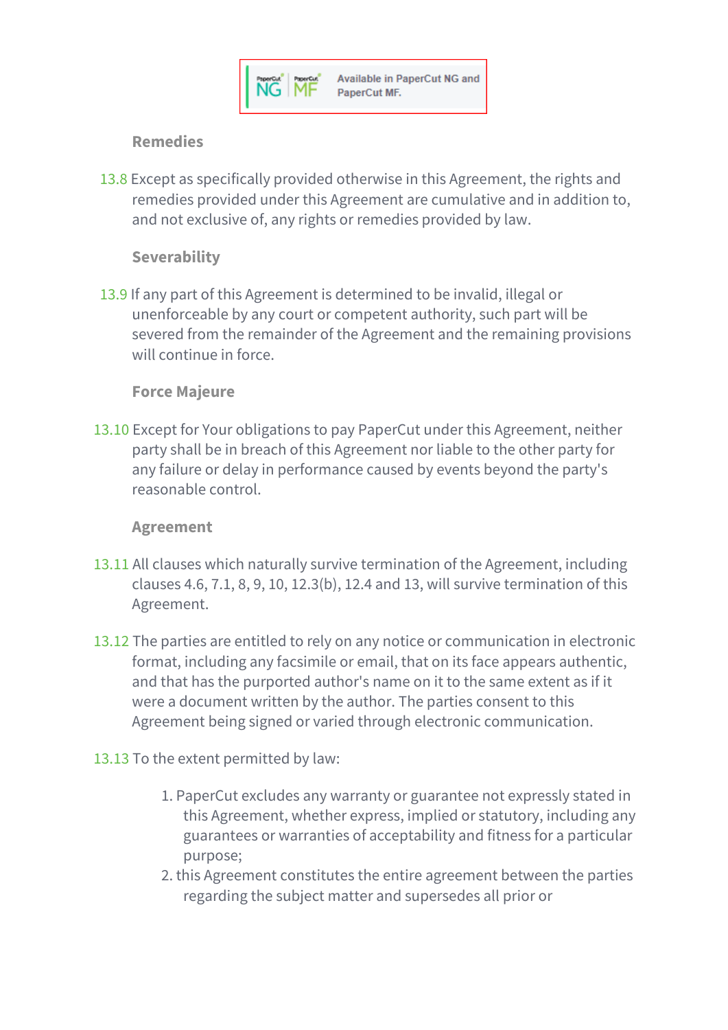Available in PaperCut NG and PaperCut MF.

**Remedies**

13.8 Except as specifically provided otherwise in this Agreement, the rights and remedies provided under this Agreement are cumulative and in addition to, and not exclusive of, any rights or remedies provided by law.

**Severability**

13.9 If any part of this Agreement is determined to be invalid, illegal or unenforceable by any court or competent authority, such part will be severed from the remainder of the Agreement and the remaining provisions will continue in force.

**Force Majeure**

13.10 Except for Your obligations to pay PaperCut under this Agreement, neither party shall be in breach of this Agreement nor liable to the other party for any failure or delay in performance caused by events beyond the party's reasonable control.

**Agreement**

13.11 All clauses which naturally survive termination of the Agreement, including clauses 4.6, 7.1, 8, 9, 10, 12.3(b), 12.4 and 13, will survive termination of this Agreement.

13.12 The parties are entitled to rely on any notice or communication in electronic format, including any facsimile or email, that on its face appears authentic, and that has the purported author's name on it to the same extent as if it were a document written by the author. The parties consent to this Agreement being signed or varied through electronic communication.

13.13 To the extent permitted by law:

1. PaperCut excludes any warranty or guarantee not expressly stated in this Agreement, whether express, implied or statutory, including any guarantees or warranties of acceptability and fitness for a particular purpose;
2. this Agreement constitutes the entire agreement between the parties regarding the subject matter and supersedes all prior or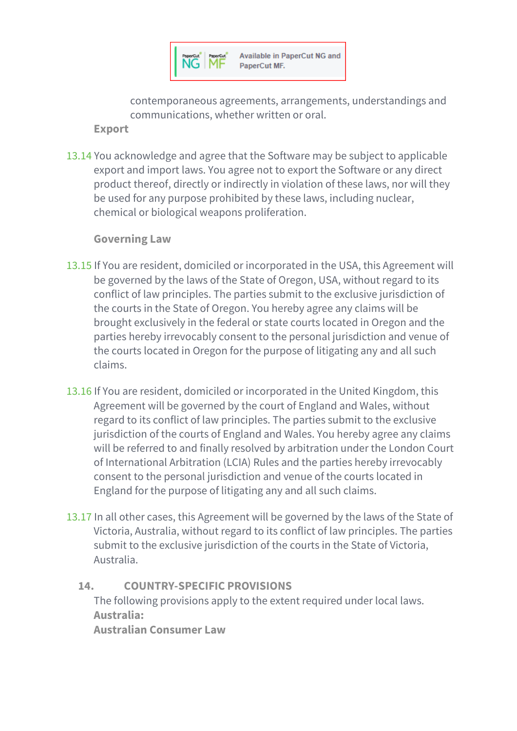Available in PaperCut NG and PaperCut MF.

contemporaneous agreements, arrangements, understandings and communications, whether written or oral.

**Export**

13.14 You acknowledge and agree that the Software may be subject to applicable export and import laws. You agree not to export the Software or any direct product thereof, directly or indirectly in violation of these laws, nor will they be used for any purpose prohibited by these laws, including nuclear, chemical or biological weapons proliferation.

**Governing Law**

13.15 If You are resident, domiciled or incorporated in the USA, this Agreement will be governed by the laws of the State of Oregon, USA, without regard to its conflict of law principles. The parties submit to the exclusive jurisdiction of the courts in the State of Oregon. You hereby agree any claims will be brought exclusively in the federal or state courts located in Oregon and the parties hereby irrevocably consent to the personal jurisdiction and venue of the courts located in Oregon for the purpose of litigating any and all such claims.

13.16 If You are resident, domiciled or incorporated in the United Kingdom, this Agreement will be governed by the court of England and Wales, without regard to its conflict of law principles. The parties submit to the exclusive jurisdiction of the courts of England and Wales. You hereby agree any claims will be referred to and finally resolved by arbitration under the London Court of International Arbitration (LCIA) Rules and the parties hereby irrevocably consent to the personal jurisdiction and venue of the courts located in England for the purpose of litigating any and all such claims.

13.17 In all other cases, this Agreement will be governed by the laws of the State of Victoria, Australia, without regard to its conflict of law principles. The parties submit to the exclusive jurisdiction of the courts in the State of Victoria, Australia.

## 14. COUNTRY-SPECIFIC PROVISIONS

The following provisions apply to the extent required under local laws.

**Australia:**

**Australian Consumer Law**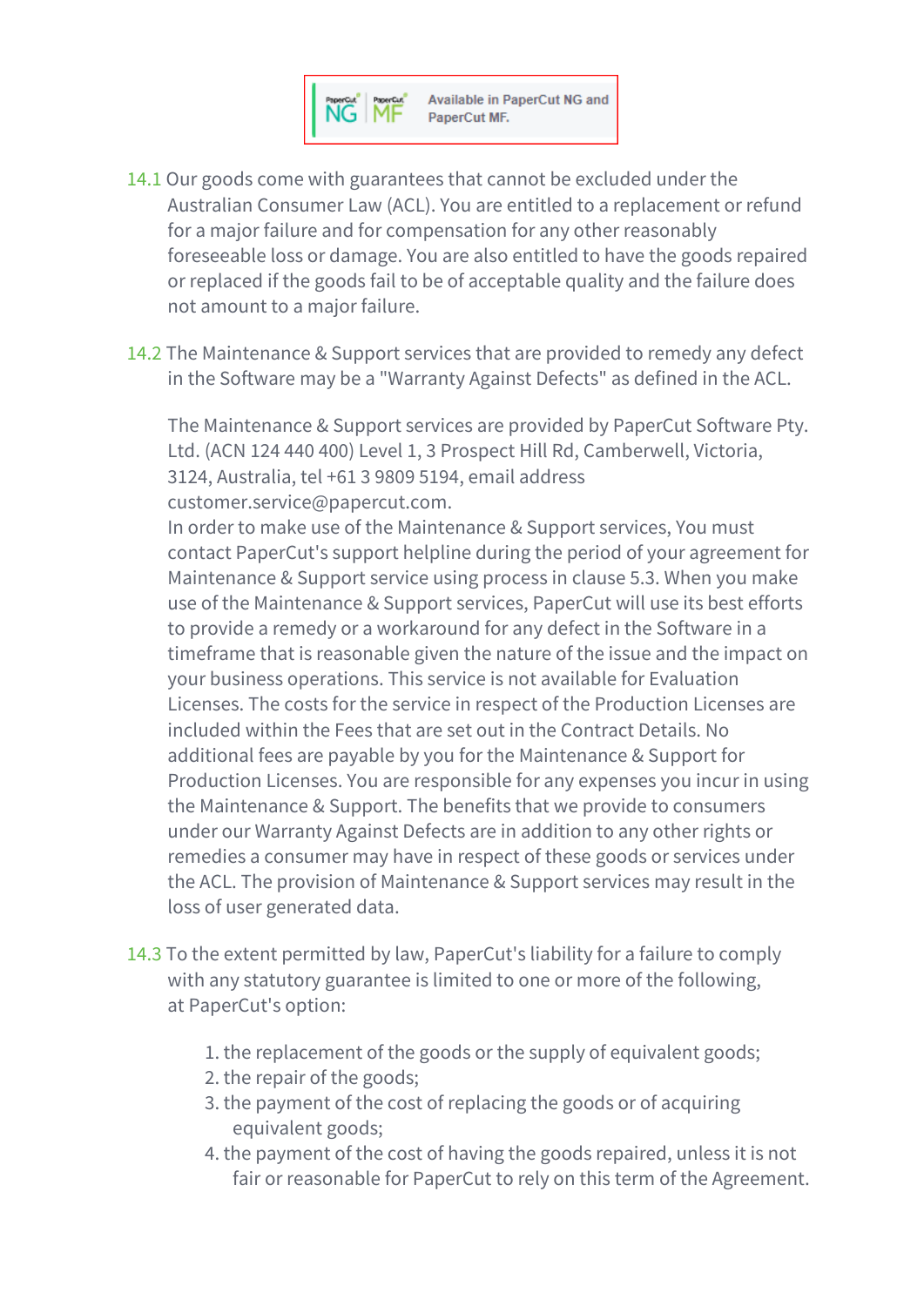Available in PaperCut NG and PaperCut MF.

14.1 Our goods come with guarantees that cannot be excluded under the Australian Consumer Law (ACL). You are entitled to a replacement or refund for a major failure and for compensation for any other reasonably foreseeable loss or damage. You are also entitled to have the goods repaired or replaced if the goods fail to be of acceptable quality and the failure does not amount to a major failure.

14.2 The Maintenance & Support services that are provided to remedy any defect in the Software may be a "Warranty Against Defects" as defined in the ACL.

The Maintenance & Support services are provided by PaperCut Software Pty. Ltd. (ACN 124 440 400) Level 1, 3 Prospect Hill Rd, Camberwell, Victoria, 3124, Australia, tel +61 3 9809 5194, email address customer.service@papercut.com.
In order to make use of the Maintenance & Support services, You must contact PaperCut's support helpline during the period of your agreement for Maintenance & Support service using process in clause 5.3. When you make use of the Maintenance & Support services, PaperCut will use its best efforts to provide a remedy or a workaround for any defect in the Software in a timeframe that is reasonable given the nature of the issue and the impact on your business operations. This service is not available for Evaluation Licenses. The costs for the service in respect of the Production Licenses are included within the Fees that are set out in the Contract Details. No additional fees are payable by you for the Maintenance & Support for Production Licenses. You are responsible for any expenses you incur in using the Maintenance & Support. The benefits that we provide to consumers under our Warranty Against Defects are in addition to any other rights or remedies a consumer may have in respect of these goods or services under the ACL. The provision of Maintenance & Support services may result in the loss of user generated data.

14.3 To the extent permitted by law, PaperCut's liability for a failure to comply with any statutory guarantee is limited to one or more of the following, at PaperCut's option:

1. the replacement of the goods or the supply of equivalent goods;
2. the repair of the goods;
3. the payment of the cost of replacing the goods or of acquiring equivalent goods;
4. the payment of the cost of having the goods repaired, unless it is not fair or reasonable for PaperCut to rely on this term of the Agreement.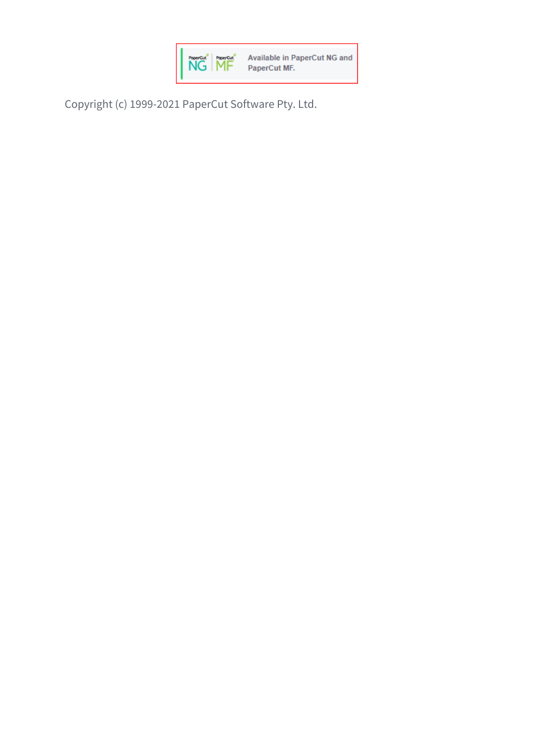Available in PaperCut NG and PaperCut MF.

Copyright (c) 1999-2021 PaperCut Software Pty. Ltd.